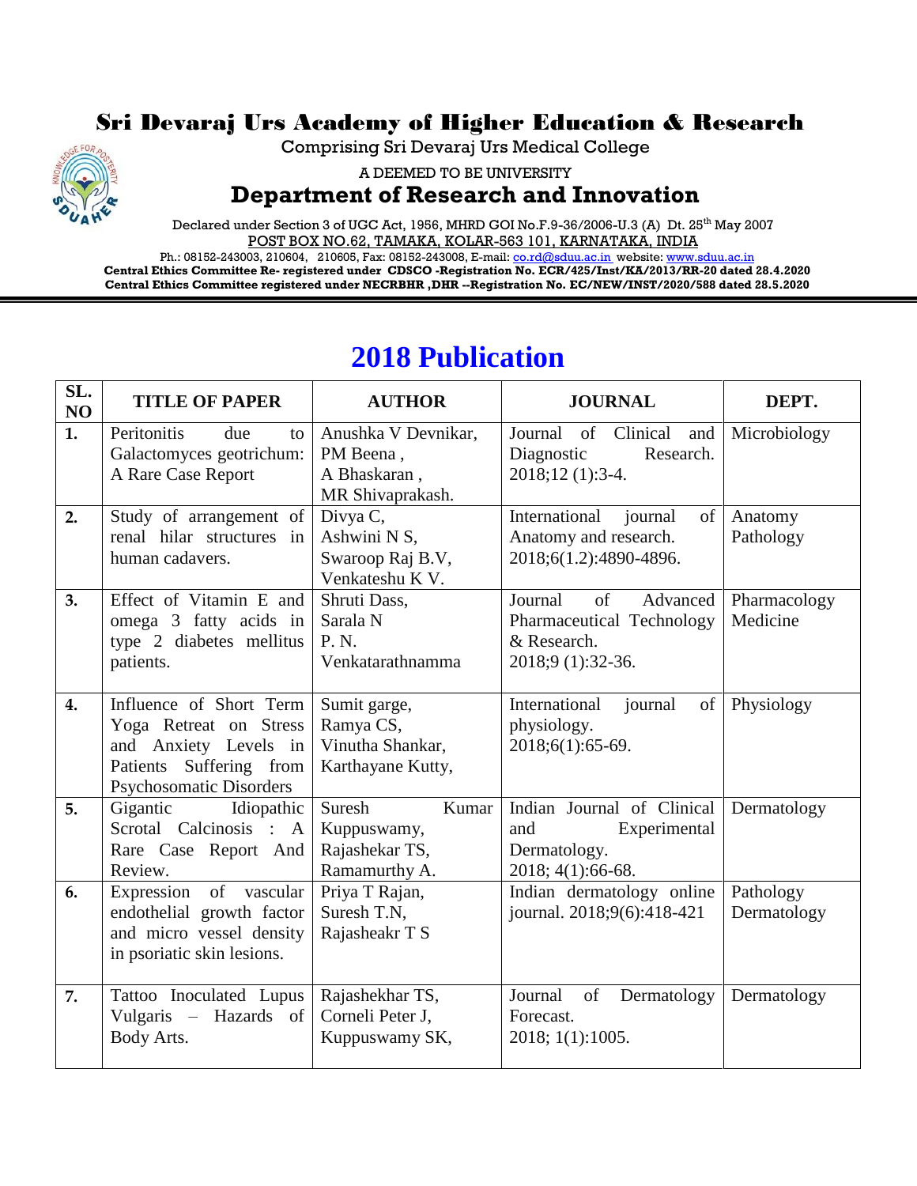# Sri Devaraj Urs Academy of Higher Education & Research

Comprising Sri Devaraj Urs Medical College

A DEEMED TO BE UNIVERSITY

## Department of Research and Innovation

Declared under Section 3 of UGC Act, 1956, MHRD GOI No.F.9-36/2006-U.3 (A) Dt. 25th May 2007

POST BOX NO.62, TAMAKA, KOLAR-563 101, KARNATAKA, INDIA

Ph.: 08152-243003, 210604, 210605, Fax: 08152-243008, E-mail: co.rd@sduu.ac.in website: www.sduu.ac.in

**Central Ethics Committee Re- registered under CDSCO -Registration No. ECR/425/Inst/KA/2013/RR-20 dated 28.4.2020**

**Central Ethics Committee registered under NECRBHR ,DHR --Registration No. EC/NEW/INST/2020/588 dated 28.5.2020**

# 2018 Publication

| SL. NO | TITLE OF PAPER | AUTHOR | JOURNAL | DEPT. |
|---|---|---|---|---|
| 1. | Peritonitis due to Galactomyces geotrichum: A Rare Case Report | Anushka V Devnikar, PM Beena , A Bhaskaran , MR Shivaprakash. | Journal of Clinical and Diagnostic Research. 2018;12 (1):3-4. | Microbiology |
| 2. | Study of arrangement of renal hilar structures in human cadavers. | Divya C, Ashwini N S, Swaroop Raj B.V, Venkateshu K V. | International journal of Anatomy and research. 2018;6(1.2):4890-4896. | Anatomy Pathology |
| 3. | Effect of Vitamin E and omega 3 fatty acids in type 2 diabetes mellitus patients. | Shruti Dass, Sarala N P. N. Venkatarathnamma | Journal of Advanced Pharmaceutical Technology & Research. 2018;9 (1):32-36. | Pharmacology Medicine |
| 4. | Influence of Short Term Yoga Retreat on Stress and Anxiety Levels in Patients Suffering from Psychosomatic Disorders | Sumit garge, Ramya CS, Vinutha Shankar, Karthayane Kutty, | International journal of physiology. 2018;6(1):65-69. | Physiology |
| 5. | Gigantic Idiopathic Scrotal Calcinosis : A Rare Case Report And Review. | Suresh Kumar Kuppuswamy, Rajashekar TS, Ramamurthy A. | Indian Journal of Clinical and Experimental Dermatology. 2018; 4(1):66-68. | Dermatology |
| 6. | Expression of vascular endothelial growth factor and micro vessel density in psoriatic skin lesions. | Priya T Rajan, Suresh T.N, Rajasheakr T S | Indian dermatology online journal. 2018;9(6):418-421 | Pathology Dermatology |
| 7. | Tattoo Inoculated Lupus Vulgaris – Hazards of Body Arts. | Rajashekhar TS, Corneli Peter J, Kuppuswamy SK, | Journal of Dermatology Forecast. 2018; 1(1):1005. | Dermatology |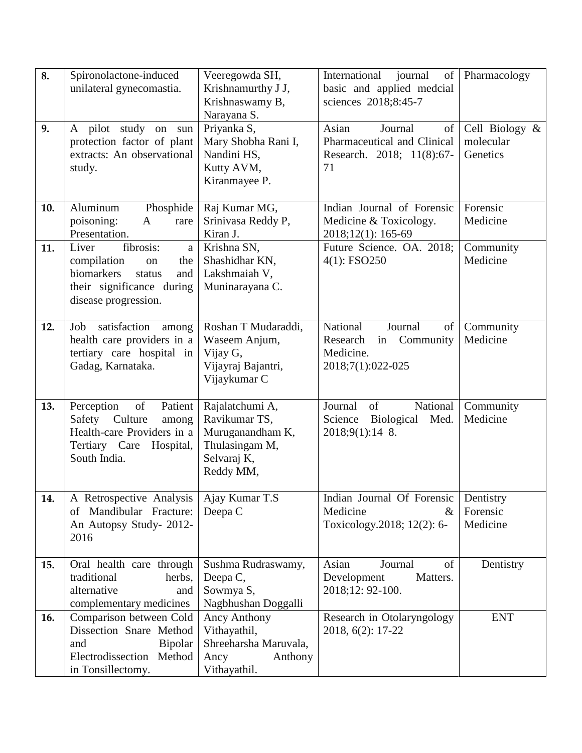| 8. | Spironolactone-induced unilateral gynecomastia. | Veeregowda SH, Krishnamurthy J J, Krishnaswamy B, Narayana S. | International journal of basic and applied medcial sciences 2018;8:45-7 | Pharmacology |
|---|---|---|---|---|
| 9. | A pilot study on sun protection factor of plant extracts: An observational study. | Priyanka S, Mary Shobha Rani I, Nandini HS, Kutty AVM, Kiranmayee P. | Asian Journal of Pharmaceutical and Clinical Research. 2018; 11(8):67-71 | Cell Biology & molecular Genetics |
| 10. | Aluminum Phosphide poisoning: A rare Presentation. | Raj Kumar MG, Srinivasa Reddy P, Kiran J. | Indian Journal of Forensic Medicine & Toxicology. 2018;12(1): 165-69 | Forensic Medicine |
| 11. | Liver fibrosis: a compilation on the biomarkers status and their significance during disease progression. | Krishna SN, Shashidhar KN, Lakshmaiah V, Muninarayana C. | Future Science. OA. 2018; 4(1): FSO250 | Community Medicine |
| 12. | Job satisfaction among health care providers in a tertiary care hospital in Gadag, Karnataka. | Roshan T Mudaraddi, Waseem Anjum, Vijay G, Vijayraj Bajantri, Vijaykumar C | National Journal of Research in Community Medicine. 2018;7(1):022-025 | Community Medicine |
| 13. | Perception of Patient Safety Culture among Health-care Providers in a Tertiary Care Hospital, South India. | Rajalatchumi A, Ravikumar TS, Muruganandham K, Thulasingam M, Selvaraj K, Reddy MM, | Journal of National Science Biological Med. 2018;9(1):14–8. | Community Medicine |
| 14. | A Retrospective Analysis of Mandibular Fracture: An Autopsy Study- 2012-2016 | Ajay Kumar T.S Deepa C | Indian Journal Of Forensic Medicine & Toxicology.2018; 12(2): 6- | Dentistry Forensic Medicine |
| 15. | Oral health care through traditional herbs, alternative and complementary medicines | Sushma Rudraswamy, Deepa C, Sowmya S, Nagbhushan Doggalli | Asian Journal of Development Matters. 2018;12: 92-100. | Dentistry |
| 16. | Comparison between Cold Dissection Snare Method and Bipolar Electrodissection Method in Tonsillectomy. | Ancy Anthony Vithayathil, Shreeharsha Maruvala, Ancy Anthony Vithayathil. | Research in Otolaryngology 2018, 6(2): 17-22 | ENT |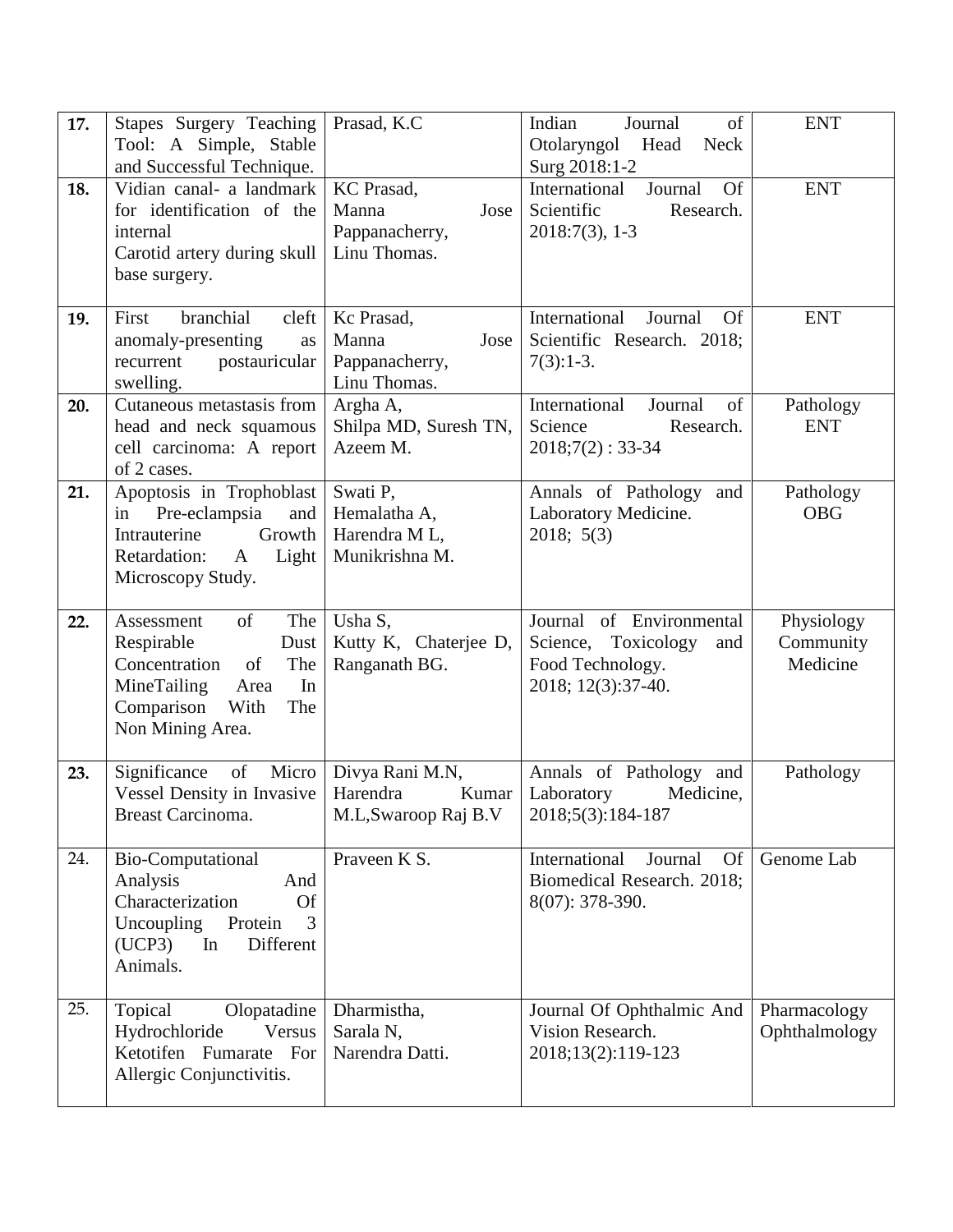| | | | | |
|---|---|---|---|---|
| **17.** | Stapes Surgery Teaching Tool: A Simple, Stable and Successful Technique. | Prasad, K.C | Indian Journal of Otolaryngol Head Neck Surg 2018:1-2 | ENT |
| **18.** | Vidian canal- a landmark for identification of the internal Carotid artery during skull base surgery. | KC Prasad, Manna Jose Pappanacherry, Linu Thomas. | International Journal Of Scientific Research. 2018:7(3), 1-3 | ENT |
| **19.** | First branchial cleft anomaly-presenting as recurrent postauricular swelling. | Kc Prasad, Manna Jose Pappanacherry, Linu Thomas. | International Journal Of Scientific Research. 2018; 7(3):1-3. | ENT |
| **20.** | Cutaneous metastasis from head and neck squamous cell carcinoma: A report of 2 cases. | Argha A, Shilpa MD, Suresh TN, Azeem M. | International Journal of Science Research. 2018;7(2) : 33-34 | Pathology ENT |
| **21.** | Apoptosis in Trophoblast in Pre-eclampsia and Intrauterine Growth Retardation: A Light Microscopy Study. | Swati P, Hemalatha A, Harendra M L, Munikrishna M. | Annals of Pathology and Laboratory Medicine. 2018; 5(3) | Pathology OBG |
| **22.** | Assessment of The Respirable Dust Concentration of The MineTailing Area In Comparison With The Non Mining Area. | Usha S, Kutty K, Chaterjee D, Ranganath BG. | Journal of Environmental Science, Toxicology and Food Technology. 2018; 12(3):37-40. | Physiology Community Medicine |
| **23.** | Significance of Micro Vessel Density in Invasive Breast Carcinoma. | Divya Rani M.N, Harendra Kumar M.L,Swaroop Raj B.V | Annals of Pathology and Laboratory Medicine, 2018;5(3):184-187 | Pathology |
| 24. | Bio-Computational Analysis And Characterization Of Uncoupling Protein 3 (UCP3) In Different Animals. | Praveen K S. | International Journal Of Biomedical Research. 2018; 8(07): 378-390. | Genome Lab |
| 25. | Topical Olopatadine Hydrochloride Versus Ketotifen Fumarate For Allergic Conjunctivitis. | Dharmistha, Sarala N, Narendra Datti. | Journal Of Ophthalmic And Vision Research. 2018;13(2):119-123 | Pharmacology Ophthalmology |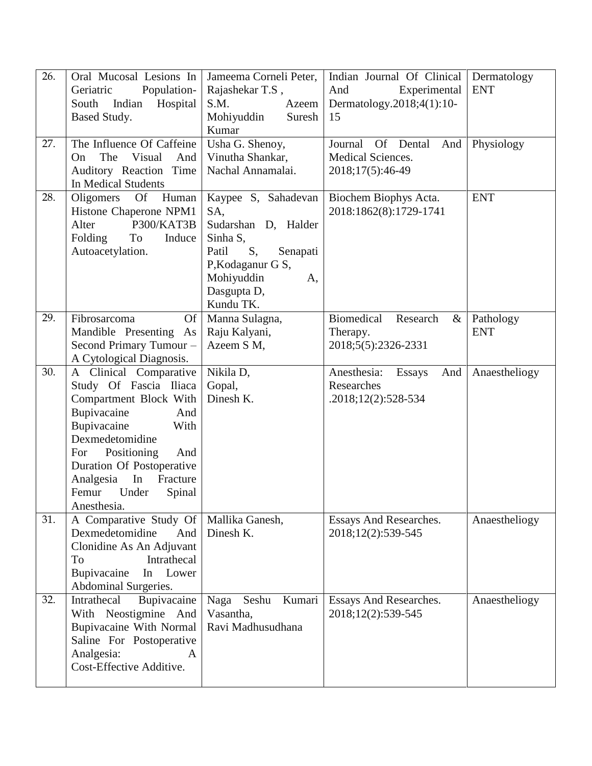| 26. | Oral Mucosal Lesions In Geriatric Population- South Indian Hospital Based Study. | Jameema Corneli Peter, Rajashekar T.S , S.M. Azeem Mohiyuddin Suresh Kumar | Indian Journal Of Clinical And Experimental Dermatology.2018;4(1):10-15 | Dermatology ENT |
|---|---|---|---|---|
| 27. | The Influence Of Caffeine On The Visual And Auditory Reaction Time In Medical Students | Usha G. Shenoy, Vinutha Shankar, Nachal Annamalai. | Journal Of Dental And Medical Sciences. 2018;17(5):46-49 | Physiology |
| 28. | Oligomers Of Human Histone Chaperone NPM1 Alter P300/KAT3B Folding To Induce Autoacetylation. | Kaypee S, Sahadevan SA, Sudarshan D, Halder Sinha S, Patil S, Senapati P,Kodaganur G S, Mohiyuddin A, Dasgupta D, Kundu TK. | Biochem Biophys Acta. 2018:1862(8):1729-1741 | ENT |
| 29. | Fibrosarcoma Of Mandible Presenting As Second Primary Tumour – A Cytological Diagnosis. | Manna Sulagna, Raju Kalyani, Azeem S M, | Biomedical Research & Therapy. 2018;5(5):2326-2331 | Pathology ENT |
| 30. | A Clinical Comparative Study Of Fascia Iliaca Compartment Block With Bupivacaine And Bupivacaine With Dexmedetomidine For Positioning And Duration Of Postoperative Analgesia In Fracture Femur Under Spinal Anesthesia. | Nikila D, Gopal, Dinesh K. | Anesthesia: Essays And Researches .2018;12(2):528-534 | Anaestheliogy |
| 31. | A Comparative Study Of Dexmedetomidine And Clonidine As An Adjuvant To Intrathecal Bupivacaine In Lower Abdominal Surgeries. | Mallika Ganesh, Dinesh K. | Essays And Researches. 2018;12(2):539-545 | Anaestheliogy |
| 32. | Intrathecal Bupivacaine With Neostigmine And Bupivacaine With Normal Saline For Postoperative Analgesia: A Cost-Effective Additive. | Naga Seshu Kumari Vasantha, Ravi Madhusudhana | Essays And Researches. 2018;12(2):539-545 | Anaestheliogy |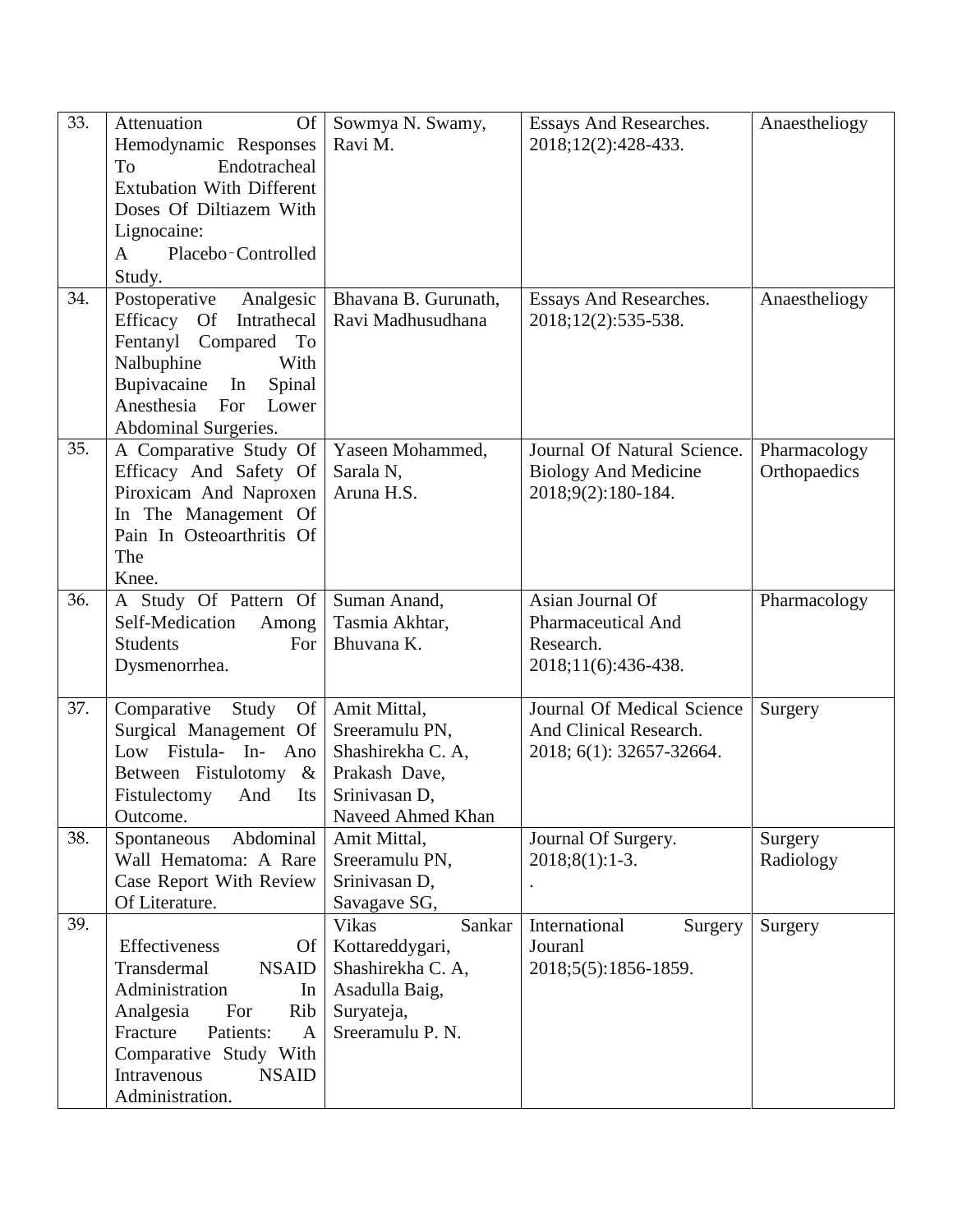| 33. | Attenuation Of Hemodynamic Responses To Endotracheal Extubation With Different Doses Of Diltiazem With Lignocaine: A Placebo-Controlled Study. | Sowmya N. Swamy, Ravi M. | Essays And Researches. 2018;12(2):428-433. | Anaestheliogy |
|---|---|---|---|---|
| 34. | Postoperative Analgesic Efficacy Of Intrathecal Fentanyl Compared To Nalbuphine With Bupivacaine In Spinal Anesthesia For Lower Abdominal Surgeries. | Bhavana B. Gurunath, Ravi Madhusudhana | Essays And Researches. 2018;12(2):535-538. | Anaestheliogy |
| 35. | A Comparative Study Of Efficacy And Safety Of Piroxicam And Naproxen In The Management Of Pain In Osteoarthritis Of The Knee. | Yaseen Mohammed, Sarala N, Aruna H.S. | Journal Of Natural Science. Biology And Medicine 2018;9(2):180-184. | Pharmacology Orthopaedics |
| 36. | A Study Of Pattern Of Self-Medication Among Students For Dysmenorrhea. | Suman Anand, Tasmia Akhtar, Bhuvana K. | Asian Journal Of Pharmaceutical And Research. 2018;11(6):436-438. | Pharmacology |
| 37. | Comparative Study Of Surgical Management Of Low Fistula- In- Ano Between Fistulotomy & Fistulectomy And Its Outcome. | Amit Mittal, Sreeramulu PN, Shashirekha C. A, Prakash Dave, Srinivasan D, Naveed Ahmed Khan | Journal Of Medical Science And Clinical Research. 2018; 6(1): 32657-32664. | Surgery |
| 38. | Spontaneous Abdominal Wall Hematoma: A Rare Case Report With Review Of Literature. | Amit Mittal, Sreeramulu PN, Srinivasan D, Savagave SG, | Journal Of Surgery. 2018;8(1):1-3. . | Surgery Radiology |
| 39. | Effectiveness Of Transdermal NSAID Administration In Analgesia For Rib Fracture Patients: A Comparative Study With Intravenous NSAID Administration. | Vikas Sankar Kottareddygari, Shashirekha C. A, Asadulla Baig, Suryateja, Sreeramulu P. N. | International Surgery Jouranl 2018;5(5):1856-1859. | Surgery |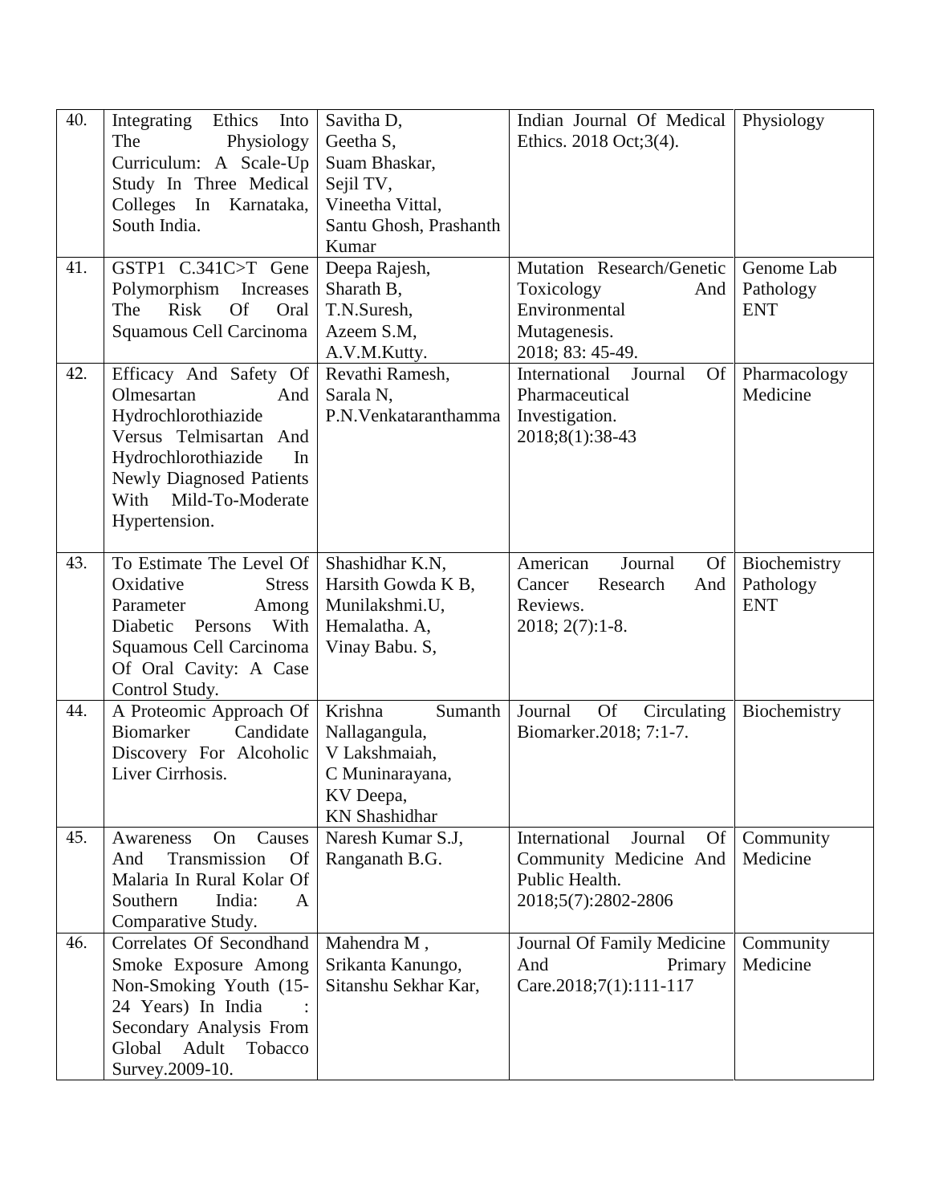| 40. | Integrating Ethics Into The Physiology Curriculum: A Scale-Up Study In Three Medical Colleges In Karnataka, South India. | Savitha D, Geetha S, Suam Bhaskar, Sejil TV, Vineetha Vittal, Santu Ghosh, Prashanth Kumar | Indian Journal Of Medical Ethics. 2018 Oct;3(4). | Physiology |
|---|---|---|---|---|
| 41. | GSTP1 C.341C>T Gene Polymorphism Increases The Risk Of Oral Squamous Cell Carcinoma | Deepa Rajesh, Sharath B, T.N.Suresh, Azeem S.M, A.V.M.Kutty. | Mutation Research/Genetic Toxicology And Environmental Mutagenesis. 2018; 83: 45-49. | Genome Lab Pathology ENT |
| 42. | Efficacy And Safety Of Olmesartan And Hydrochlorothiazide Versus Telmisartan And Hydrochlorothiazide In Newly Diagnosed Patients With Mild-To-Moderate Hypertension. | Revathi Ramesh, Sarala N, P.N.Venkataranthamma | International Journal Of Pharmaceutical Investigation. 2018;8(1):38-43 | Pharmacology Medicine |
| 43. | To Estimate The Level Of Oxidative Stress Parameter Among Diabetic Persons With Squamous Cell Carcinoma Of Oral Cavity: A Case Control Study. | Shashidhar K.N, Harsith Gowda K B, Munilakshmi.U, Hemalatha. A, Vinay Babu. S, | American Journal Of Cancer Research And Reviews. 2018; 2(7):1-8. | Biochemistry Pathology ENT |
| 44. | A Proteomic Approach Of Biomarker Candidate Discovery For Alcoholic Liver Cirrhosis. | Krishna Sumanth Nallagangula, V Lakshmaiah, C Muninarayana, KV Deepa, KN Shashidhar | Journal Of Circulating Biomarker.2018; 7:1-7. | Biochemistry |
| 45. | Awareness On Causes And Transmission Of Malaria In Rural Kolar Of Southern India: A Comparative Study. | Naresh Kumar S.J, Ranganath B.G. | International Journal Of Community Medicine And Public Health. 2018;5(7):2802-2806 | Community Medicine |
| 46. | Correlates Of Secondhand Smoke Exposure Among Non-Smoking Youth (15-24 Years) In India : Secondary Analysis From Global Adult Tobacco Survey.2009-10. | Mahendra M , Srikanta Kanungo, Sitanshu Sekhar Kar, | Journal Of Family Medicine And Primary Care.2018;7(1):111-117 | Community Medicine |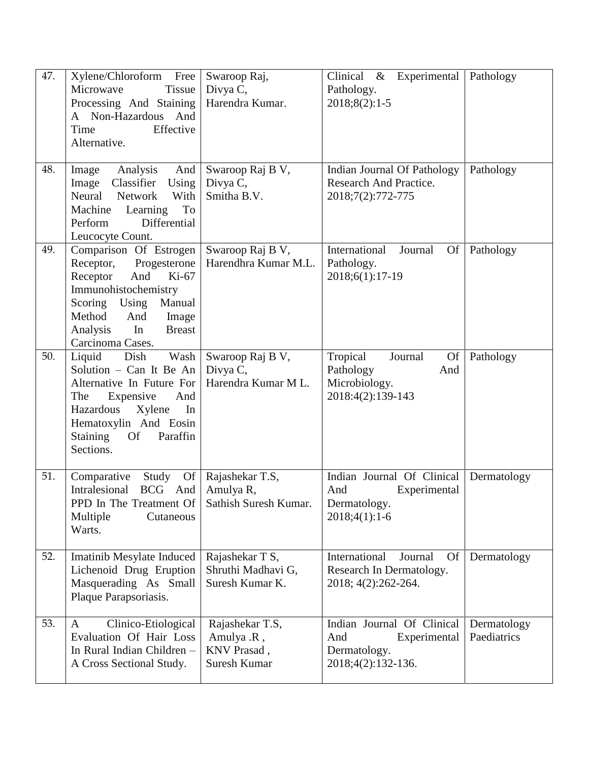| 47. | Xylene/Chloroform Free Microwave Tissue Processing And Staining A Non-Hazardous And Time Effective Alternative. | Swaroop Raj, Divya C, Harendra Kumar. | Clinical & Experimental Pathology. 2018;8(2):1-5 | Pathology |
|---|---|---|---|---|
| 48. | Image Analysis And Image Classifier Using Neural Network With Machine Learning To Perform Differential Leucocyte Count. | Swaroop Raj B V, Divya C, Smitha B.V. | Indian Journal Of Pathology Research And Practice. 2018;7(2):772-775 | Pathology |
| 49. | Comparison Of Estrogen Receptor, Progesterone Receptor And Ki-67 Immunohistochemistry Scoring Using Manual Method And Image Analysis In Breast Carcinoma Cases. | Swaroop Raj B V, Harendhra Kumar M.L. | International Journal Of Pathology. 2018;6(1):17-19 | Pathology |
| 50. | Liquid Dish Wash Solution – Can It Be An Alternative In Future For The Expensive And Hazardous Xylene In Hematoxylin And Eosin Staining Of Paraffin Sections. | Swaroop Raj B V, Divya C, Harendra Kumar M L. | Tropical Journal Of Pathology And Microbiology. 2018:4(2):139-143 | Pathology |
| 51. | Comparative Study Of Intralesional BCG And PPD In The Treatment Of Multiple Cutaneous Warts. | Rajashekar T.S, Amulya R, Sathish Suresh Kumar. | Indian Journal Of Clinical And Experimental Dermatology. 2018;4(1):1-6 | Dermatology |
| 52. | Imatinib Mesylate Induced Lichenoid Drug Eruption Masquerading As Small Plaque Parapsoriasis. | Rajashekar T S, Shruthi Madhavi G, Suresh Kumar K. | International Journal Of Research In Dermatology. 2018; 4(2):262-264. | Dermatology |
| 53. | A Clinico-Etiological Evaluation Of Hair Loss In Rural Indian Children – A Cross Sectional Study. | Rajashekar T.S, Amulya .R , KNV Prasad , Suresh Kumar | Indian Journal Of Clinical And Experimental Dermatology. 2018;4(2):132-136. | Dermatology Paediatrics |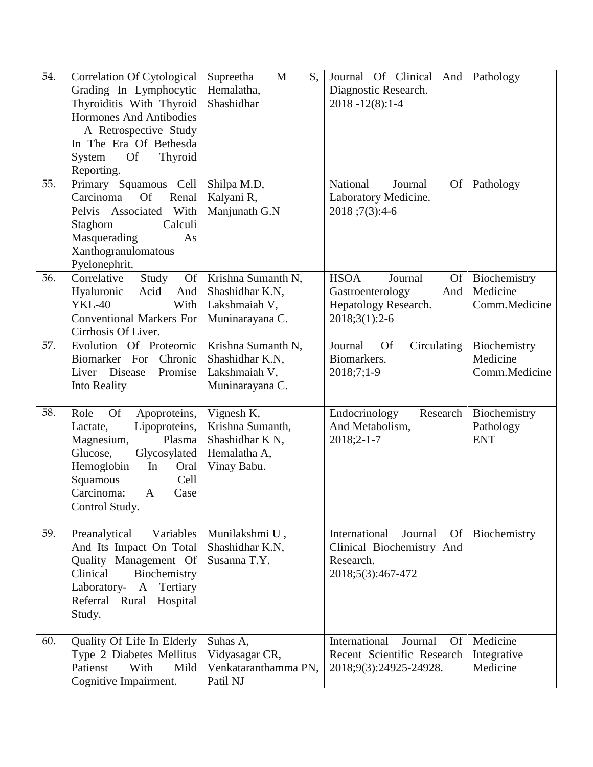| 54. | Correlation Of Cytological Grading In Lymphocytic Thyroiditis With Thyroid Hormones And Antibodies – A Retrospective Study In The Era Of Bethesda System Of Thyroid Reporting. | Supreetha M S, Hemalatha, Shashidhar | Journal Of Clinical And Diagnostic Research. 2018 -12(8):1-4 | Pathology |
|---|---|---|---|---|
| 55. | Primary Squamous Cell Carcinoma Of Renal Pelvis Associated With Staghorn Calculi Masquerading As Xanthogranulomatous Pyelonephrit. | Shilpa M.D, Kalyani R, Manjunath G.N | National Journal Of Laboratory Medicine. 2018 ;7(3):4-6 | Pathology |
| 56. | Correlative Study Of Hyaluronic Acid And YKL-40 With Conventional Markers For Cirrhosis Of Liver. | Krishna Sumanth N, Shashidhar K.N, Lakshmaiah V, Muninarayana C. | HSOA Journal Of Gastroenterology And Hepatology Research. 2018;3(1):2-6 | Biochemistry Medicine Comm.Medicine |
| 57. | Evolution Of Proteomic Biomarker For Chronic Liver Disease Promise Into Reality | Krishna Sumanth N, Shashidhar K.N, Lakshmaiah V, Muninarayana C. | Journal Of Circulating Biomarkers. 2018;7;1-9 | Biochemistry Medicine Comm.Medicine |
| 58. | Role Of Apoproteins, Lactate, Lipoproteins, Magnesium, Plasma Glucose, Glycosylated Hemoglobin In Oral Squamous Cell Carcinoma: A Case Control Study. | Vignesh K, Krishna Sumanth, Shashidhar K N, Hemalatha A, Vinay Babu. | Endocrinology Research And Metabolism, 2018;2-1-7 | Biochemistry Pathology ENT |
| 59. | Preanalytical Variables And Its Impact On Total Quality Management Of Clinical Biochemistry Laboratory- A Tertiary Referral Rural Hospital Study. | Munilakshmi U , Shashidhar K.N, Susanna T.Y. | International Journal Of Clinical Biochemistry And Research. 2018;5(3):467-472 | Biochemistry |
| 60. | Quality Of Life In Elderly Type 2 Diabetes Mellitus Patienst With Mild Cognitive Impairment. | Suhas A, Vidyasagar CR, Venkataranthamma PN, Patil NJ | International Journal Of Recent Scientific Research 2018;9(3):24925-24928. | Medicine Integrative Medicine |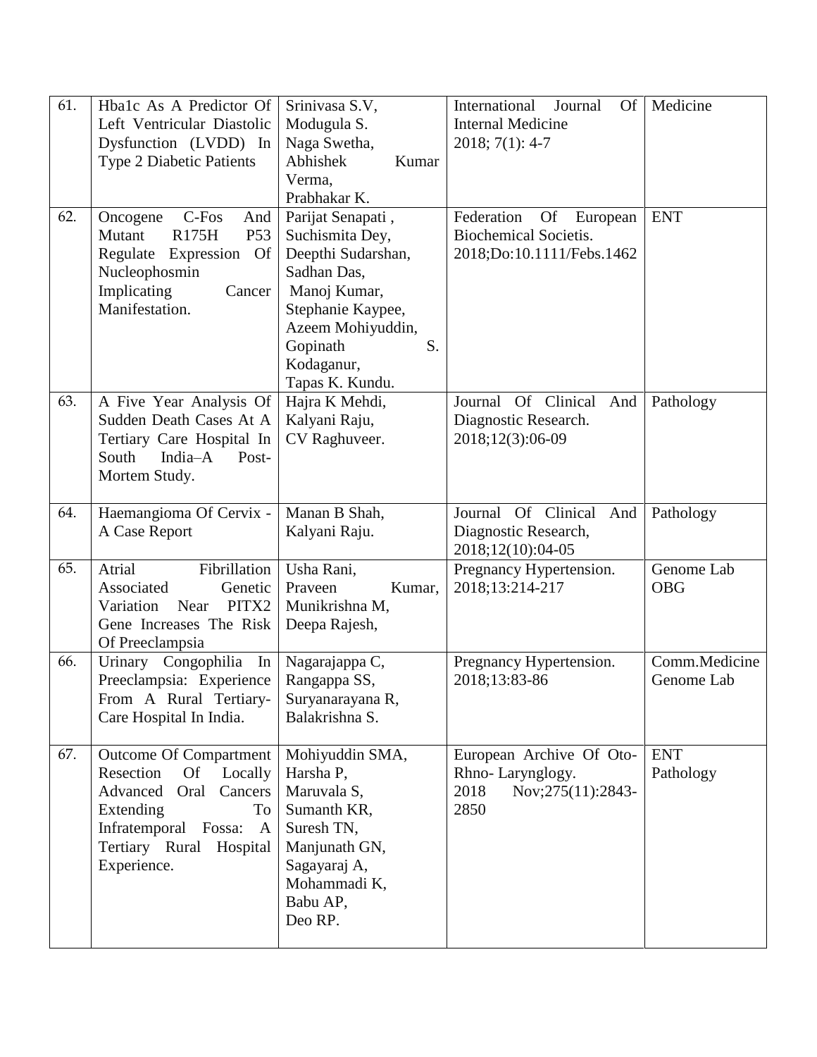| 61. | Hba1c As A Predictor Of Left Ventricular Diastolic Dysfunction (LVDD) In Type 2 Diabetic Patients | Srinivasa S.V, Modugula S. Naga Swetha, Abhishek Kumar Verma, Prabhakar K. | International Journal Of Internal Medicine 2018; 7(1): 4-7 | Medicine |
|---|---|---|---|---|
| 62. | Oncogene C-Fos And Mutant R175H P53 Regulate Expression Of Nucleophosmin Implicating Cancer Manifestation. | Parijat Senapati , Suchismita Dey, Deepthi Sudarshan, Sadhan Das, Manoj Kumar, Stephanie Kaypee, Azeem Mohiyuddin, Gopinath S. Kodaganur, Tapas K. Kundu. | Federation Of European Biochemical Societis. 2018;Do:10.1111/Febs.1462 | ENT |
| 63. | A Five Year Analysis Of Sudden Death Cases At A Tertiary Care Hospital In South India–A Post-Mortem Study. | Hajra K Mehdi, Kalyani Raju, CV Raghuveer. | Journal Of Clinical And Diagnostic Research. 2018;12(3):06-09 | Pathology |
| 64. | Haemangioma Of Cervix - A Case Report | Manan B Shah, Kalyani Raju. | Journal Of Clinical And Diagnostic Research, 2018;12(10):04-05 | Pathology |
| 65. | Atrial Fibrillation Associated Genetic Variation Near PITX2 Gene Increases The Risk Of Preeclampsia | Usha Rani, Praveen Kumar, Munikrishna M, Deepa Rajesh, | Pregnancy Hypertension. 2018;13:214-217 | Genome Lab OBG |
| 66. | Urinary Congophilia In Preeclampsia: Experience From A Rural Tertiary-Care Hospital In India. | Nagarajappa C, Rangappa SS, Suryanarayana R, Balakrishna S. | Pregnancy Hypertension. 2018;13:83-86 | Comm.Medicine Genome Lab |
| 67. | Outcome Of Compartment Resection Of Locally Advanced Oral Cancers Extending To Infratemporal Fossa: A Tertiary Rural Hospital Experience. | Mohiyuddin SMA, Harsha P, Maruvala S, Sumanth KR, Suresh TN, Manjunath GN, Sagayaraj A, Mohammadi K, Babu AP, Deo RP. | European Archive Of Oto-Rhno- Larynglogy. 2018 Nov;275(11):2843-2850 | ENT Pathology |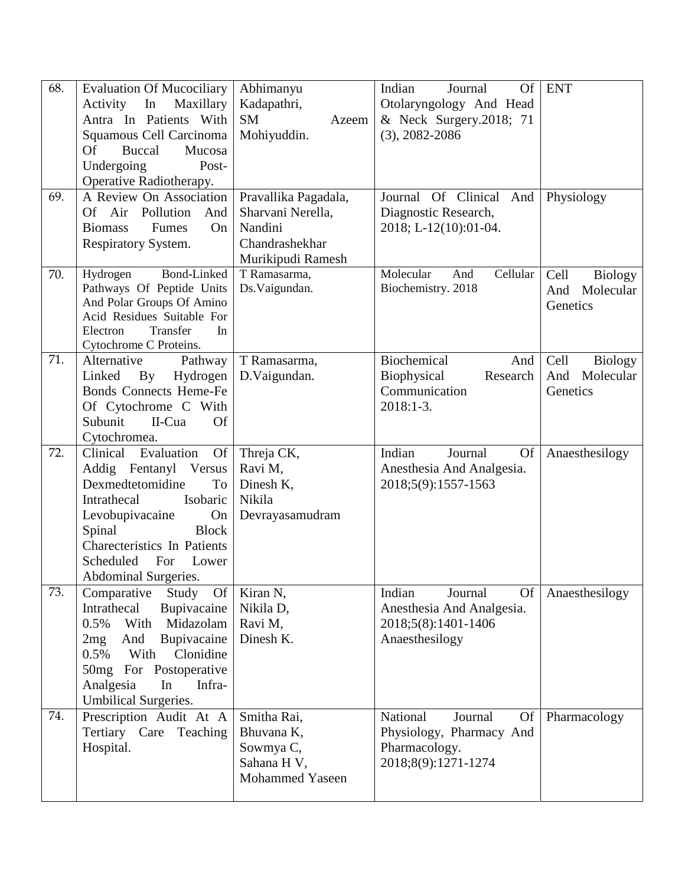| 68. | Evaluation Of Mucociliary Activity In Maxillary Antra In Patients With Squamous Cell Carcinoma Of Buccal Mucosa Undergoing Post-Operative Radiotherapy. | Abhimanyu Kadapathri, SM Azeem Mohiyuddin. | Indian Journal Of Otolaryngology And Head & Neck Surgery.2018; 71 (3), 2082-2086 | ENT |
|---|---|---|---|---|
| 69. | A Review On Association Of Air Pollution And Biomass Fumes On Respiratory System. | Pravallika Pagadala, Sharvani Nerella, Nandini Chandrashekhar Murikipudi Ramesh | Journal Of Clinical And Diagnostic Research, 2018; L-12(10):01-04. | Physiology |
| 70. | Hydrogen Bond-Linked Pathways Of Peptide Units And Polar Groups Of Amino Acid Residues Suitable For Electron Transfer In Cytochrome C Proteins. | T Ramasarma, Ds.Vaigundan. | Molecular And Cellular Biochemistry. 2018 | Cell Biology And Molecular Genetics |
| 71. | Alternative Pathway Linked By Hydrogen Bonds Connects Heme-Fe Of Cytochrome C With Subunit II-Cua Of Cytochromea. | T Ramasarma, D.Vaigundan. | Biochemical And Biophysical Research Communication 2018:1-3. | Cell Biology And Molecular Genetics |
| 72. | Clinical Evaluation Of Addig Fentanyl Versus Dexmedtetomidine To Intrathecal Isobaric Levobupivacaine On Spinal Block Charecteristics In Patients Scheduled For Lower Abdominal Surgeries. | Threja CK, Ravi M, Dinesh K, Nikila Devrayasamudram | Indian Journal Of Anesthesia And Analgesia. 2018;5(9):1557-1563 | Anaesthesilogy |
| 73. | Comparative Study Of Intrathecal Bupivacaine 0.5% With Midazolam 2mg And Bupivacaine 0.5% With Clonidine 50mg For Postoperative Analgesia In Infra-Umbilical Surgeries. | Kiran N, Nikila D, Ravi M, Dinesh K. | Indian Journal Of Anesthesia And Analgesia. 2018;5(8):1401-1406 Anaesthesilogy | Anaesthesilogy |
| 74. | Prescription Audit At A Tertiary Care Teaching Hospital. | Smitha Rai, Bhuvana K, Sowmya C, Sahana H V, Mohammed Yaseen | National Journal Of Physiology, Pharmacy And Pharmacology. 2018;8(9):1271-1274 | Pharmacology |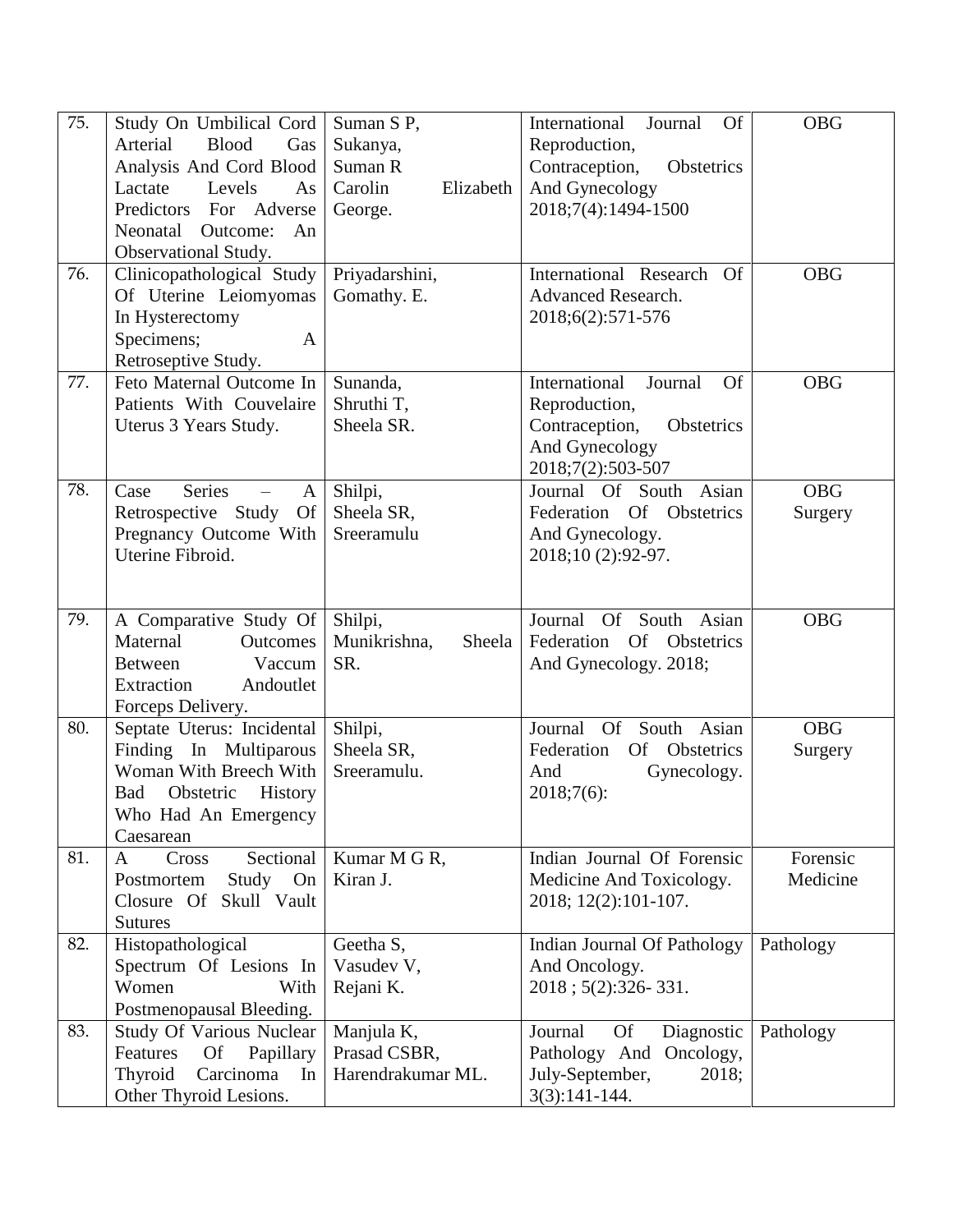| 75. | Study On Umbilical Cord Arterial Blood Gas Analysis And Cord Blood Lactate Levels As Predictors For Adverse Neonatal Outcome: An Observational Study. | Suman S P, Sukanya, Suman R Carolin Elizabeth George. | International Journal Of Reproduction, Contraception, Obstetrics And Gynecology 2018;7(4):1494-1500 | OBG |
|---|---|---|---|---|
| 76. | Clinicopathological Study Of Uterine Leiomyomas In Hysterectomy Specimens; A Retroseptive Study. | Priyadarshini, Gomathy. E. | International Research Of Advanced Research. 2018;6(2):571-576 | OBG |
| 77. | Feto Maternal Outcome In Patients With Couvelaire Uterus 3 Years Study. | Sunanda, Shruthi T, Sheela SR. | International Journal Of Reproduction, Contraception, Obstetrics And Gynecology 2018;7(2):503-507 | OBG |
| 78. | Case Series – A Retrospective Study Of Pregnancy Outcome With Uterine Fibroid. | Shilpi, Sheela SR, Sreeramulu | Journal Of South Asian Federation Of Obstetrics And Gynecology. 2018;10 (2):92-97. | OBG Surgery |
| 79. | A Comparative Study Of Maternal Outcomes Between Vaccum Extraction Andoutlet Forceps Delivery. | Shilpi, Munikrishna, Sheela SR. | Journal Of South Asian Federation Of Obstetrics And Gynecology. 2018; | OBG |
| 80. | Septate Uterus: Incidental Finding In Multiparous Woman With Breech With Bad Obstetric History Who Had An Emergency Caesarean | Shilpi, Sheela SR, Sreeramulu. | Journal Of South Asian Federation Of Obstetrics And Gynecology. 2018;7(6): | OBG Surgery |
| 81. | A Cross Sectional Postmortem Study On Closure Of Skull Vault Sutures | Kumar M G R, Kiran J. | Indian Journal Of Forensic Medicine And Toxicology. 2018; 12(2):101-107. | Forensic Medicine |
| 82. | Histopathological Spectrum Of Lesions In Women With Postmenopausal Bleeding. | Geetha S, Vasudev V, Rejani K. | Indian Journal Of Pathology And Oncology. 2018 ; 5(2):326- 331. | Pathology |
| 83. | Study Of Various Nuclear Features Of Papillary Thyroid Carcinoma In Other Thyroid Lesions. | Manjula K, Prasad CSBR, Harendrakumar ML. | Journal Of Diagnostic Pathology And Oncology, July-September, 2018; 3(3):141-144. | Pathology |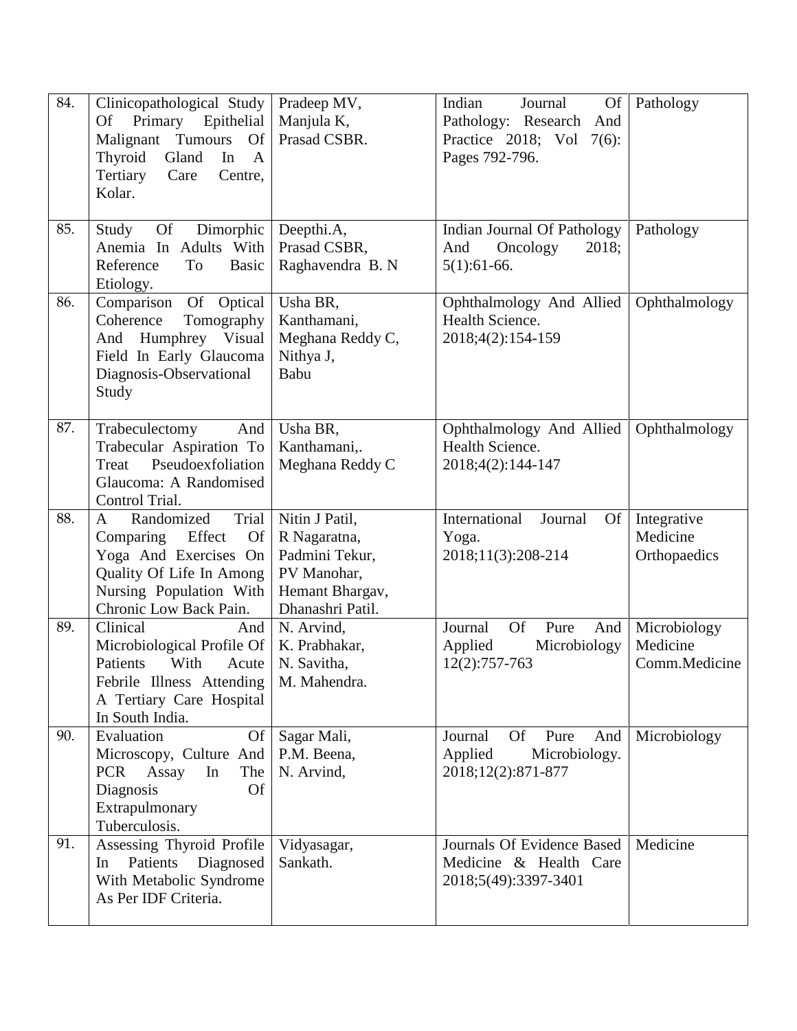| 84. | Clinicopathological Study Of Primary Epithelial Malignant Tumours Of Thyroid Gland In A Tertiary Care Centre, Kolar. | Pradeep MV, Manjula K, Prasad CSBR. | Indian Journal Of Pathology: Research And Practice 2018; Vol 7(6): Pages 792-796. | Pathology |
|---|---|---|---|---|
| 85. | Study Of Dimorphic Anemia In Adults With Reference To Basic Etiology. | Deepthi.A, Prasad CSBR, Raghavendra B. N | Indian Journal Of Pathology And Oncology 2018; 5(1):61-66. | Pathology |
| 86. | Comparison Of Optical Coherence Tomography And Humphrey Visual Field In Early Glaucoma Diagnosis-Observational Study | Usha BR, Kanthamani, Meghana Reddy C, Nithya J, Babu | Ophthalmology And Allied Health Science. 2018;4(2):154-159 | Ophthalmology |
| 87. | Trabeculectomy And Trabecular Aspiration To Treat Pseudoexfoliation Glaucoma: A Randomised Control Trial. | Usha BR, Kanthamani,. Meghana Reddy C | Ophthalmology And Allied Health Science. 2018;4(2):144-147 | Ophthalmology |
| 88. | A Randomized Trial Comparing Effect Of Yoga And Exercises On Quality Of Life In Among Nursing Population With Chronic Low Back Pain. | Nitin J Patil, R Nagaratna, Padmini Tekur, PV Manohar, Hemant Bhargav, Dhanashri Patil. | International Journal Of Yoga. 2018;11(3):208-214 | Integrative Medicine Orthopaedics |
| 89. | Clinical And Microbiological Profile Of Patients With Acute Febrile Illness Attending A Tertiary Care Hospital In South India. | N. Arvind, K. Prabhakar, N. Savitha, M. Mahendra. | Journal Of Pure And Applied Microbiology 12(2):757-763 | Microbiology Medicine Comm.Medicine |
| 90. | Evaluation Of Microscopy, Culture And PCR Assay In The Diagnosis Of Extrapulmonary Tuberculosis. | Sagar Mali, P.M. Beena, N. Arvind, | Journal Of Pure And Applied Microbiology. 2018;12(2):871-877 | Microbiology |
| 91. | Assessing Thyroid Profile In Patients Diagnosed With Metabolic Syndrome As Per IDF Criteria. | Vidyasagar, Sankath. | Journals Of Evidence Based Medicine & Health Care 2018;5(49):3397-3401 | Medicine |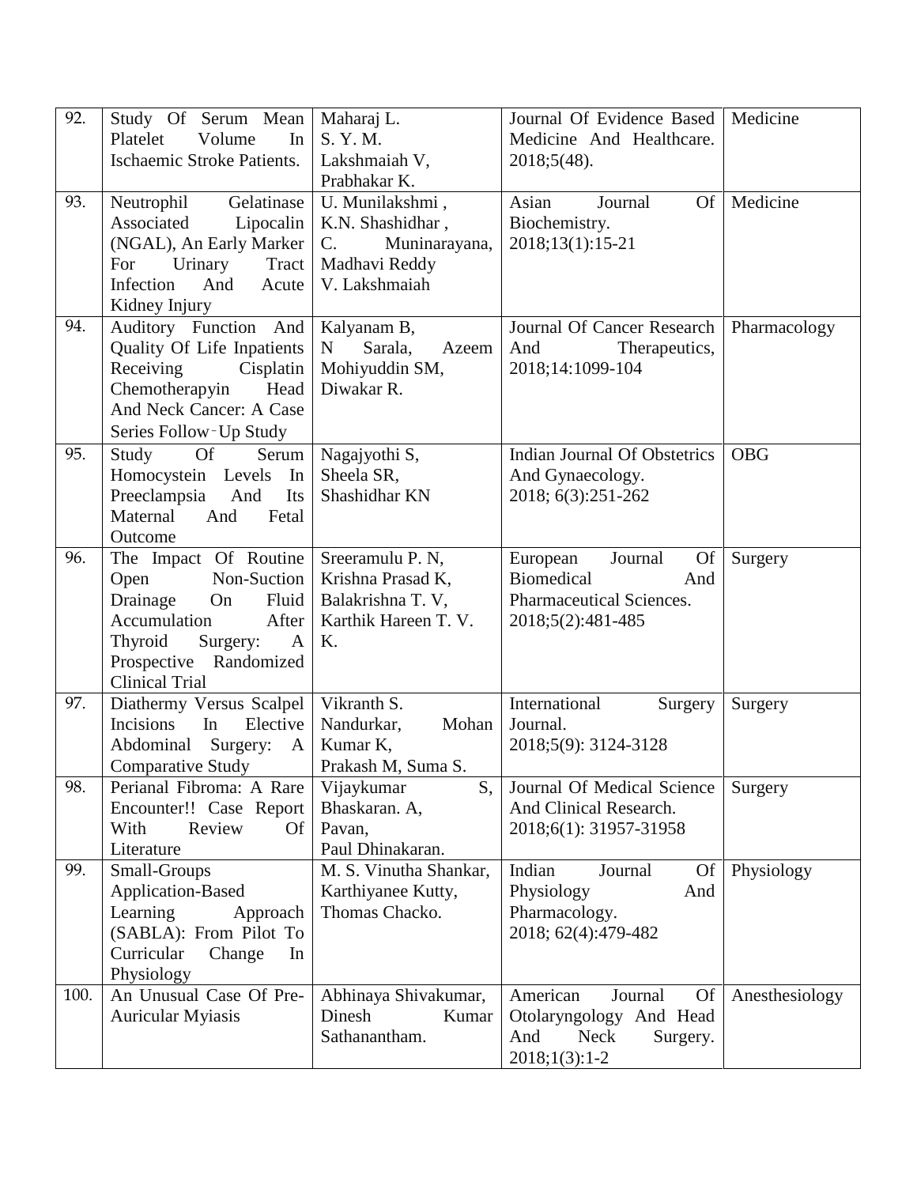| | | | | |
|---|---|---|---|---|
| 92. | Study Of Serum Mean Platelet Volume In Ischaemic Stroke Patients. | Maharaj L. S. Y. M. Lakshmaiah V, Prabhakar K. | Journal Of Evidence Based Medicine And Healthcare. 2018;5(48). | Medicine |
| 93. | Neutrophil Gelatinase Associated Lipocalin (NGAL), An Early Marker For Urinary Tract Infection And Acute Kidney Injury | U. Munilakshmi , K.N. Shashidhar , C. Muninarayana, Madhavi Reddy V. Lakshmaiah | Asian Journal Of Biochemistry. 2018;13(1):15-21 | Medicine |
| 94. | Auditory Function And Quality Of Life Inpatients Receiving Cisplatin Chemotherapyin Head And Neck Cancer: A Case Series Follow‑Up Study | Kalyanam B, N Sarala, Azeem Mohiyuddin SM, Diwakar R. | Journal Of Cancer Research And Therapeutics, 2018;14:1099-104 | Pharmacology |
| 95. | Study Of Serum Homocystein Levels In Preeclampsia And Its Maternal And Fetal Outcome | Nagajyothi S, Sheela SR, Shashidhar KN | Indian Journal Of Obstetrics And Gynaecology. 2018; 6(3):251-262 | OBG |
| 96. | The Impact Of Routine Open Non-Suction Drainage On Fluid Accumulation After Thyroid Surgery: A Prospective Randomized Clinical Trial | Sreeramulu P. N, Krishna Prasad K, Balakrishna T. V, Karthik Hareen T. V. K. | European Journal Of Biomedical And Pharmaceutical Sciences. 2018;5(2):481-485 | Surgery |
| 97. | Diathermy Versus Scalpel Incisions In Elective Abdominal Surgery: A Comparative Study | Vikranth S. Nandurkar, Mohan Kumar K, Prakash M, Suma S. | International Surgery Journal. 2018;5(9): 3124-3128 | Surgery |
| 98. | Perianal Fibroma: A Rare Encounter!! Case Report With Review Of Literature | Vijaykumar S, Bhaskaran. A, Pavan, Paul Dhinakaran. | Journal Of Medical Science And Clinical Research. 2018;6(1): 31957-31958 | Surgery |
| 99. | Small-Groups Application-Based Learning Approach (SABLA): From Pilot To Curricular Change In Physiology | M. S. Vinutha Shankar, Karthiyanee Kutty, Thomas Chacko. | Indian Journal Of Physiology And Pharmacology. 2018; 62(4):479-482 | Physiology |
| 100. | An Unusual Case Of Pre-Auricular Myiasis | Abhinaya Shivakumar, Dinesh Kumar Sathanantham. | American Journal Of Otolaryngology And Head And Neck Surgery. 2018;1(3):1-2 | Anesthesiology |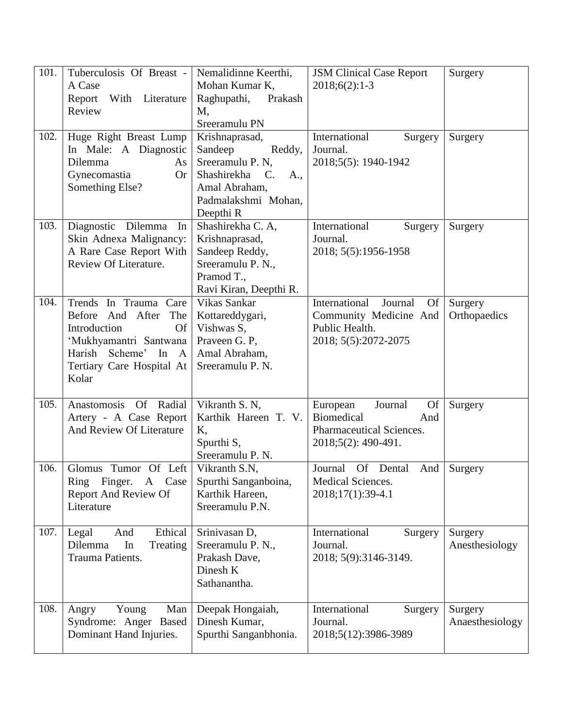| 101. | Tuberculosis Of Breast - A Case Report With Literature Review | Nemalidinne Keerthi, Mohan Kumar K, Raghupathi, Prakash M, Sreeramulu PN | JSM Clinical Case Report 2018;6(2):1-3 | Surgery |
|---|---|---|---|---|
| 102. | Huge Right Breast Lump In Male: A Diagnostic Dilemma As Gynecomastia Or Something Else? | Krishnaprasad, Sandeep Reddy, Sreeramulu P. N, Shashirekha C. A., Amal Abraham, Padmalakshmi Mohan, Deepthi R | International Surgery Journal. 2018;5(5): 1940-1942 | Surgery |
| 103. | Diagnostic Dilemma In Skin Adnexa Malignancy: A Rare Case Report With Review Of Literature. | Shashirekha C. A, Krishnaprasad, Sandeep Reddy, Sreeramulu P. N., Pramod T., Ravi Kiran, Deepthi R. | International Surgery Journal. 2018; 5(5):1956-1958 | Surgery |
| 104. | Trends In Trauma Care Before And After The Introduction Of 'Mukhyamantri Santwana Harish Scheme' In A Tertiary Care Hospital At Kolar | Vikas Sankar Kottareddygari, Vishwas S, Praveen G. P, Amal Abraham, Sreeramulu P. N. | International Journal Of Community Medicine And Public Health. 2018; 5(5):2072-2075 | Surgery Orthopaedics |
| 105. | Anastomosis Of Radial Artery - A Case Report And Review Of Literature | Vikranth S. N, Karthik Hareen T. V. K, Spurthi S, Sreeramulu P. N. | European Journal Of Biomedical And Pharmaceutical Sciences. 2018;5(2): 490-491. | Surgery |
| 106. | Glomus Tumor Of Left Ring Finger. A Case Report And Review Of Literature | Vikranth S.N, Spurthi Sanganboina, Karthik Hareen, Sreeramulu P.N. | Journal Of Dental And Medical Sciences. 2018;17(1):39-4.1 | Surgery |
| 107. | Legal And Ethical Dilemma In Treating Trauma Patients. | Srinivasan D, Sreeramulu P. N., Prakash Dave, Dinesh K Sathanantha. | International Surgery Journal. 2018; 5(9):3146-3149. | Surgery Anesthesiology |
| 108. | Angry Young Man Syndrome: Anger Based Dominant Hand Injuries. | Deepak Hongaiah, Dinesh Kumar, Spurthi Sanganbhonia. | International Surgery Journal. 2018;5(12):3986-3989 | Surgery Anaesthesiology |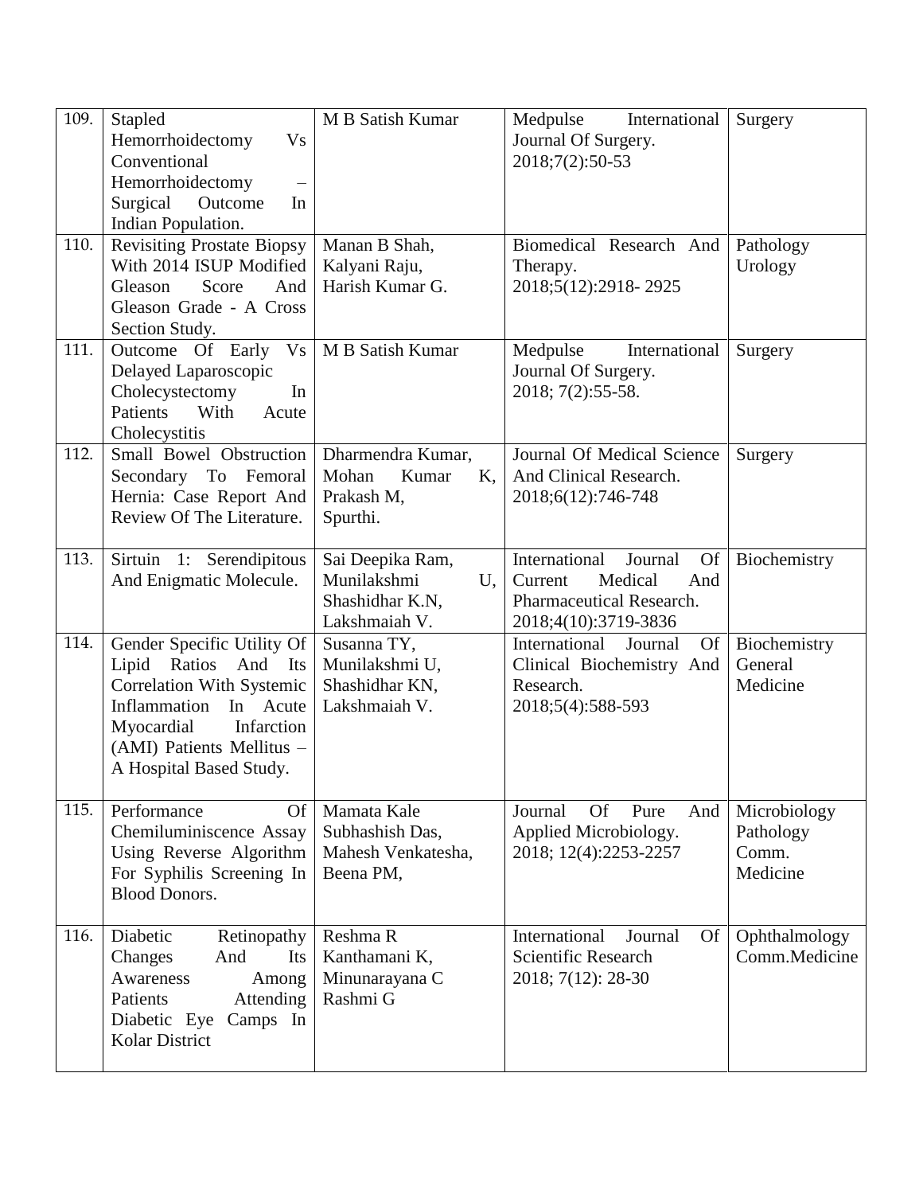| 109. | Stapled Hemorrhoidectomy Vs Conventional Hemorrhoidectomy – Surgical Outcome In Indian Population. | M B Satish Kumar | Medpulse International Journal Of Surgery. 2018;7(2):50-53 | Surgery |
|---|---|---|---|---|
| 110. | Revisiting Prostate Biopsy With 2014 ISUP Modified Gleason Score And Gleason Grade - A Cross Section Study. | Manan B Shah, Kalyani Raju, Harish Kumar G. | Biomedical Research And Therapy. 2018;5(12):2918- 2925 | Pathology Urology |
| 111. | Outcome Of Early Vs Delayed Laparoscopic Cholecystectomy In Patients With Acute Cholecystitis | M B Satish Kumar | Medpulse International Journal Of Surgery. 2018; 7(2):55-58. | Surgery |
| 112. | Small Bowel Obstruction Secondary To Femoral Hernia: Case Report And Review Of The Literature. | Dharmendra Kumar, Mohan Kumar K, Prakash M, Spurthi. | Journal Of Medical Science And Clinical Research. 2018;6(12):746-748 | Surgery |
| 113. | Sirtuin 1: Serendipitous And Enigmatic Molecule. | Sai Deepika Ram, Munilakshmi U, Shashidhar K.N, Lakshmaiah V. | International Journal Of Current Medical And Pharmaceutical Research. 2018;4(10):3719-3836 | Biochemistry |
| 114. | Gender Specific Utility Of Lipid Ratios And Its Correlation With Systemic Inflammation In Acute Myocardial Infarction (AMI) Patients Mellitus – A Hospital Based Study. | Susanna TY, Munilakshmi U, Shashidhar KN, Lakshmaiah V. | International Journal Of Clinical Biochemistry And Research. 2018;5(4):588-593 | Biochemistry General Medicine |
| 115. | Performance Of Chemiluminiscence Assay Using Reverse Algorithm For Syphilis Screening In Blood Donors. | Mamata Kale Subhashish Das, Mahesh Venkatesha, Beena PM, | Journal Of Pure And Applied Microbiology. 2018; 12(4):2253-2257 | Microbiology Pathology Comm. Medicine |
| 116. | Diabetic Retinopathy Changes And Its Awareness Among Patients Attending Diabetic Eye Camps In Kolar District | Reshma R Kanthamani K, Minunarayana C Rashmi G | International Journal Of Scientific Research 2018; 7(12): 28-30 | Ophthalmology Comm.Medicine |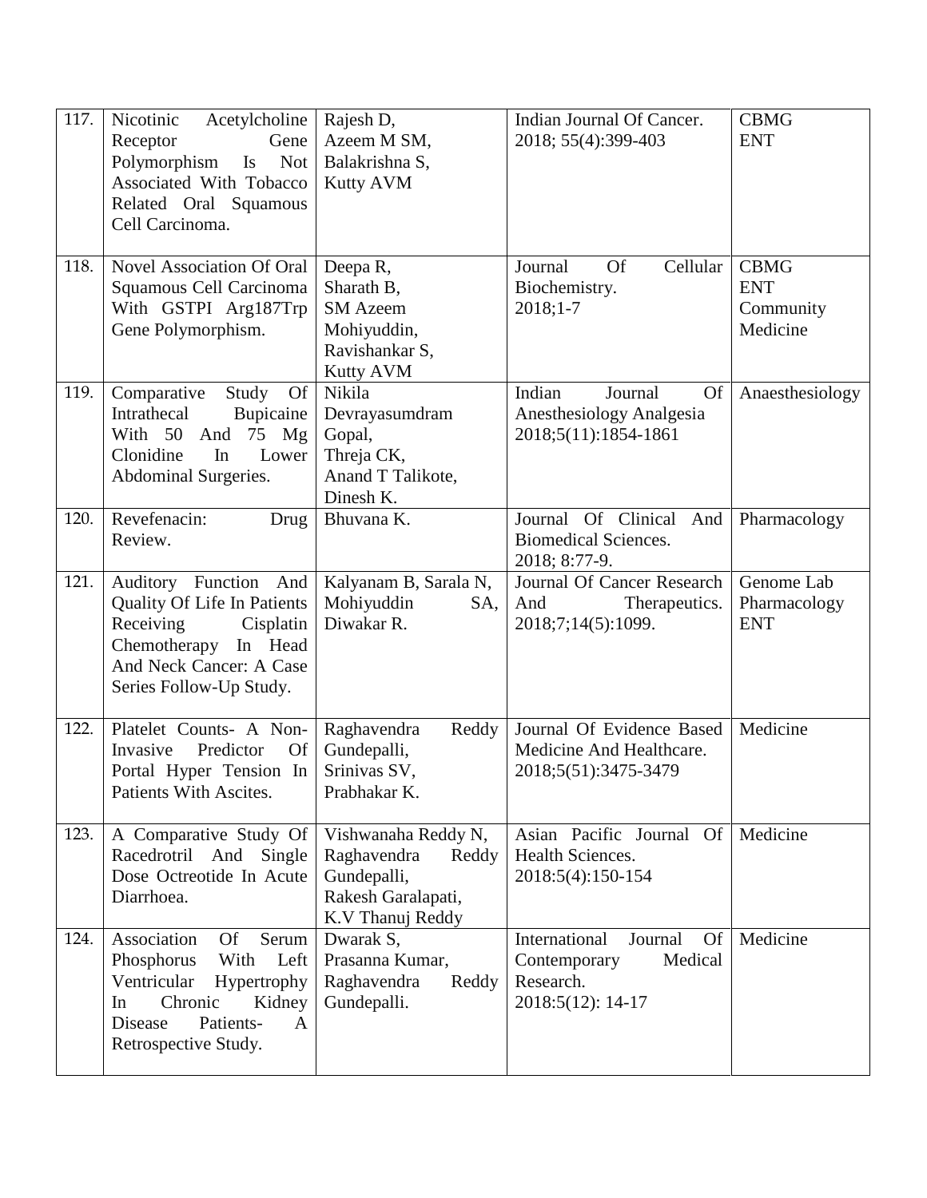| 117. | Nicotinic Acetylcholine Receptor Gene Polymorphism Is Not Associated With Tobacco Related Oral Squamous Cell Carcinoma. | Rajesh D, Azeem M SM, Balakrishna S, Kutty AVM | Indian Journal Of Cancer. 2018; 55(4):399-403 | CBMG ENT |
|---|---|---|---|---|
| 118. | Novel Association Of Oral Squamous Cell Carcinoma With GSTPI Arg187Trp Gene Polymorphism. | Deepa R, Sharath B, SM Azeem Mohiyuddin, Ravishankar S, Kutty AVM | Journal Of Cellular Biochemistry. 2018;1-7 | CBMG ENT Community Medicine |
| 119. | Comparative Study Of Intrathecal Bupicaine With 50 And 75 Mg Clonidine In Lower Abdominal Surgeries. | Nikila Devrayasumdram Gopal, Threja CK, Anand T Talikote, Dinesh K. | Indian Journal Of Anesthesiology Analgesia 2018;5(11):1854-1861 | Anaesthesiology |
| 120. | Revefenacin: Drug Review. | Bhuvana K. | Journal Of Clinical And Biomedical Sciences. 2018; 8:77-9. | Pharmacology |
| 121. | Auditory Function And Quality Of Life In Patients Receiving Cisplatin Chemotherapy In Head And Neck Cancer: A Case Series Follow-Up Study. | Kalyanam B, Sarala N, Mohiyuddin SA, Diwakar R. | Journal Of Cancer Research And Therapeutics. 2018;7;14(5):1099. | Genome Lab Pharmacology ENT |
| 122. | Platelet Counts- A Non-Invasive Predictor Of Portal Hyper Tension In Patients With Ascites. | Raghavendra Reddy Gundepalli, Srinivas SV, Prabhakar K. | Journal Of Evidence Based Medicine And Healthcare. 2018;5(51):3475-3479 | Medicine |
| 123. | A Comparative Study Of Racedrotril And Single Dose Octreotide In Acute Diarrhoea. | Vishwanaha Reddy N, Raghavendra Reddy Gundepalli, Rakesh Garalapati, K.V Thanuj Reddy | Asian Pacific Journal Of Health Sciences. 2018:5(4):150-154 | Medicine |
| 124. | Association Of Serum Phosphorus With Left Ventricular Hypertrophy In Chronic Kidney Disease Patients- A Retrospective Study. | Dwarak S, Prasanna Kumar, Raghavendra Reddy Gundepalli. | International Journal Of Contemporary Medical Research. 2018:5(12): 14-17 | Medicine |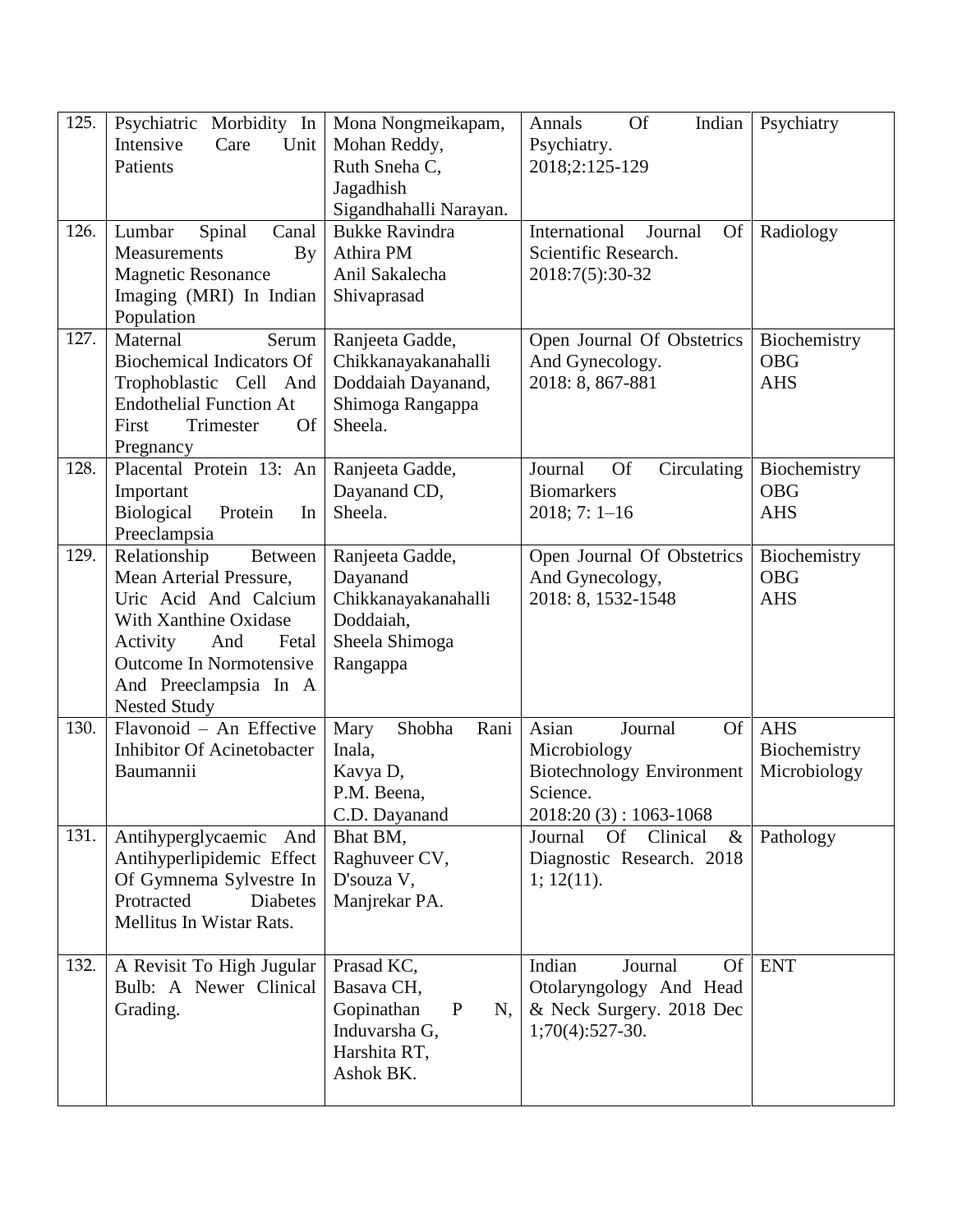| 125. | Psychiatric Morbidity In Intensive Care Unit Patients | Mona Nongmeikapam, Mohan Reddy, Ruth Sneha C, Jagadhish Sigandhahalli Narayan. | Annals Of Indian Psychiatry. 2018;2:125-129 | Psychiatry |
|---|---|---|---|---|
| 126. | Lumbar Spinal Canal Measurements By Magnetic Resonance Imaging (MRI) In Indian Population | Bukke Ravindra Athira PM Anil Sakalecha Shivaprasad | International Journal Of Scientific Research. 2018:7(5):30-32 | Radiology |
| 127. | Maternal Serum Biochemical Indicators Of Trophoblastic Cell And Endothelial Function At First Trimester Of Pregnancy | Ranjeeta Gadde, Chikkanayakanahalli Doddaiah Dayanand, Shimoga Rangappa Sheela. | Open Journal Of Obstetrics And Gynecology. 2018: 8, 867-881 | Biochemistry OBG AHS |
| 128. | Placental Protein 13: An Important Biological Protein In Preeclampsia | Ranjeeta Gadde, Dayanand CD, Sheela. | Journal Of Circulating Biomarkers 2018; 7: 1–16 | Biochemistry OBG AHS |
| 129. | Relationship Between Mean Arterial Pressure, Uric Acid And Calcium With Xanthine Oxidase Activity And Fetal Outcome In Normotensive And Preeclampsia In A Nested Study | Ranjeeta Gadde, Dayanand Chikkanayakanahalli Doddaiah, Sheela Shimoga Rangappa | Open Journal Of Obstetrics And Gynecology, 2018: 8, 1532-1548 | Biochemistry OBG AHS |
| 130. | Flavonoid – An Effective Inhibitor Of Acinetobacter Baumannii | Mary Shobha Rani Inala, Kavya D, P.M. Beena, C.D. Dayanand | Asian Journal Of Microbiology Biotechnology Environment Science. 2018:20 (3) : 1063-1068 | AHS Biochemistry Microbiology |
| 131. | Antihyperglycaemic And Antihyperlipidemic Effect Of Gymnema Sylvestre In Protracted Diabetes Mellitus In Wistar Rats. | Bhat BM, Raghuveer CV, D'souza V, Manjrekar PA. | Journal Of Clinical & Diagnostic Research. 2018 1; 12(11). | Pathology |
| 132. | A Revisit To High Jugular Bulb: A Newer Clinical Grading. | Prasad KC, Basava CH, Gopinathan P N, Induvarsha G, Harshita RT, Ashok BK. | Indian Journal Of Otolaryngology And Head & Neck Surgery. 2018 Dec 1;70(4):527-30. | ENT |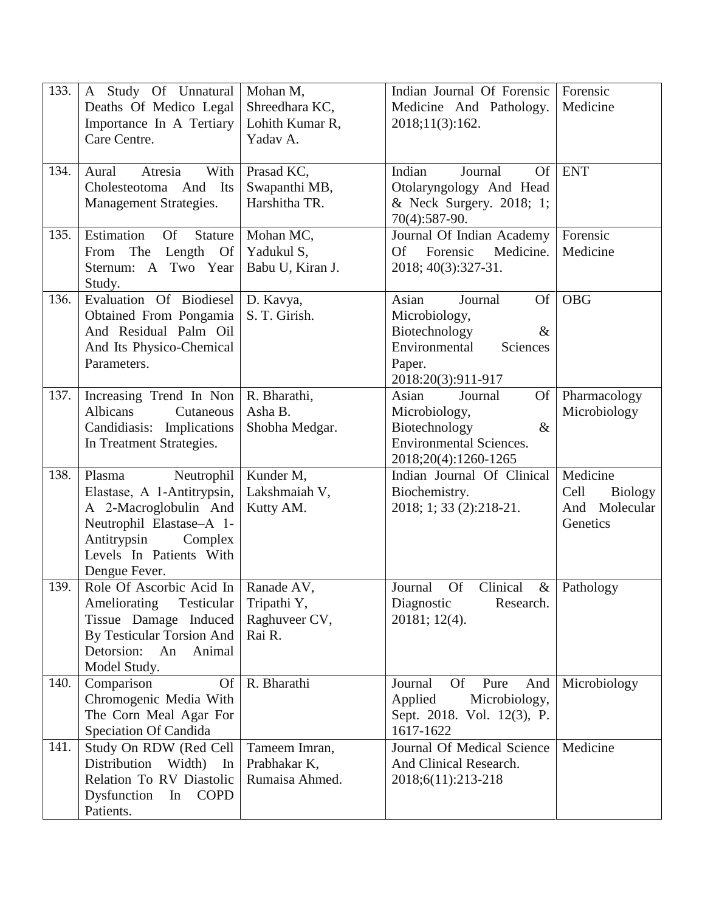| 133. | A Study Of Unnatural Deaths Of Medico Legal Importance In A Tertiary Care Centre. | Mohan M, Shreedhara KC, Lohith Kumar R, Yadav A. | Indian Journal Of Forensic Medicine And Pathology. 2018;11(3):162. | Forensic Medicine |
|---|---|---|---|---|
| 134. | Aural Atresia With Cholesteotoma And Its Management Strategies. | Prasad KC, Swapanthi MB, Harshitha TR. | Indian Journal Of Otolaryngology And Head & Neck Surgery. 2018; 1; 70(4):587-90. | ENT |
| 135. | Estimation Of Stature From The Length Of Sternum: A Two Year Study. | Mohan MC, Yadukul S, Babu U, Kiran J. | Journal Of Indian Academy Of Forensic Medicine. 2018; 40(3):327-31. | Forensic Medicine |
| 136. | Evaluation Of Biodiesel Obtained From Pongamia And Residual Palm Oil And Its Physico-Chemical Parameters. | D. Kavya, S. T. Girish. | Asian Journal Of Microbiology, Biotechnology & Environmental Sciences Paper. 2018:20(3):911-917 | OBG |
| 137. | Increasing Trend In Non Albicans Cutaneous Candidiasis: Implications In Treatment Strategies. | R. Bharathi, Asha B. Shobha Medgar. | Asian Journal Of Microbiology, Biotechnology & Environmental Sciences. 2018;20(4):1260-1265 | Pharmacology Microbiology |
| 138. | Plasma Neutrophil Elastase, A 1-Antitrypsin, A 2-Macroglobulin And Neutrophil Elastase–A 1-Antitrypsin Complex Levels In Patients With Dengue Fever. | Kunder M, Lakshmaiah V, Kutty AM. | Indian Journal Of Clinical Biochemistry. 2018; 1; 33 (2):218-21. | Medicine Cell Biology And Molecular Genetics |
| 139. | Role Of Ascorbic Acid In Ameliorating Testicular Tissue Damage Induced By Testicular Torsion And Detorsion: An Animal Model Study. | Ranade AV, Tripathi Y, Raghuveer CV, Rai R. | Journal Of Clinical & Diagnostic Research. 20181; 12(4). | Pathology |
| 140. | Comparison Of Chromogenic Media With The Corn Meal Agar For Speciation Of Candida | R. Bharathi | Journal Of Pure And Applied Microbiology, Sept. 2018. Vol. 12(3), P. 1617-1622 | Microbiology |
| 141. | Study On RDW (Red Cell Distribution Width) In Relation To RV Diastolic Dysfunction In COPD Patients. | Tameem Imran, Prabhakar K, Rumaisa Ahmed. | Journal Of Medical Science And Clinical Research. 2018;6(11):213-218 | Medicine |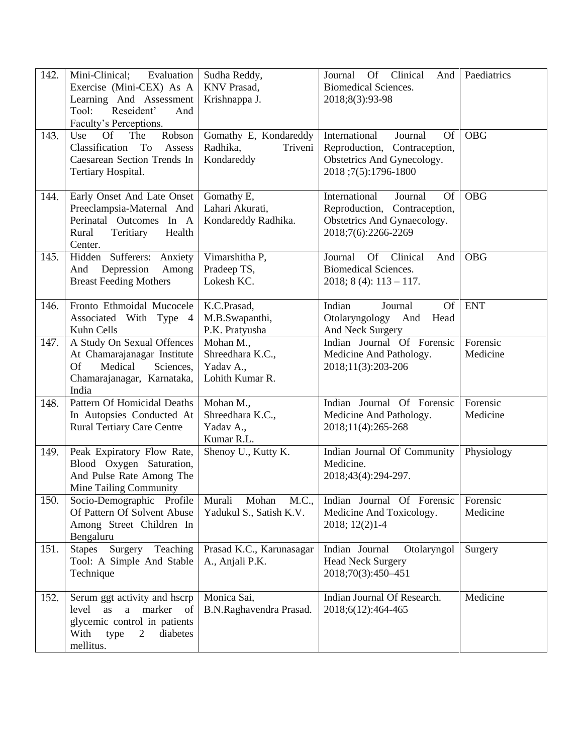| | | | | |
|---|---|---|---|---|
| 142. | Mini-Clinical; Evaluation Exercise (Mini-CEX) As A Learning And Assessment Tool: Reseident' And Faculty's Perceptions. | Sudha Reddy, KNV Prasad, Krishnappa J. | Journal Of Clinical And Biomedical Sciences. 2018;8(3):93-98 | Paediatrics |
| 143. | Use Of The Robson Classification To Assess Caesarean Section Trends In Tertiary Hospital. | Gomathy E, Kondareddy Radhika, Triveni Kondareddy | International Journal Of Reproduction, Contraception, Obstetrics And Gynecology. 2018 ;7(5):1796-1800 | OBG |
| 144. | Early Onset And Late Onset Preeclampsia-Maternal And Perinatal Outcomes In A Rural Teritiary Health Center. | Gomathy E, Lahari Akurati, Kondareddy Radhika. | International Journal Of Reproduction, Contraception, Obstetrics And Gynaecology. 2018;7(6):2266-2269 | OBG |
| 145. | Hidden Sufferers: Anxiety And Depression Among Breast Feeding Mothers | Vimarshitha P, Pradeep TS, Lokesh KC. | Journal Of Clinical And Biomedical Sciences. 2018; 8 (4): 113 – 117. | OBG |
| 146. | Fronto Ethmoidal Mucocele Associated With Type 4 Kuhn Cells | K.C.Prasad, M.B.Swapanthi, P.K. Pratyusha | Indian Journal Of Otolaryngology And Head And Neck Surgery | ENT |
| 147. | A Study On Sexual Offences At Chamarajanagar Institute Of Medical Sciences, Chamarajanagar, Karnataka, India | Mohan M., Shreedhara K.C., Yadav A., Lohith Kumar R. | Indian Journal Of Forensic Medicine And Pathology. 2018;11(3):203-206 | Forensic Medicine |
| 148. | Pattern Of Homicidal Deaths In Autopsies Conducted At Rural Tertiary Care Centre | Mohan M., Shreedhara K.C., Yadav A., Kumar R.L. | Indian Journal Of Forensic Medicine And Pathology. 2018;11(4):265-268 | Forensic Medicine |
| 149. | Peak Expiratory Flow Rate, Blood Oxygen Saturation, And Pulse Rate Among The Mine Tailing Community | Shenoy U., Kutty K. | Indian Journal Of Community Medicine. 2018;43(4):294-297. | Physiology |
| 150. | Socio-Demographic Profile Of Pattern Of Solvent Abuse Among Street Children In Bengaluru | Murali Mohan M.C., Yadukul S., Satish K.V. | Indian Journal Of Forensic Medicine And Toxicology. 2018; 12(2)1-4 | Forensic Medicine |
| 151. | Stapes Surgery Teaching Tool: A Simple And Stable Technique | Prasad K.C., Karunasagar A., Anjali P.K. | Indian Journal Otolaryngol Head Neck Surgery 2018;70(3):450–451 | Surgery |
| 152. | Serum ggt activity and hscrp level as a marker of glycemic control in patients With type 2 diabetes mellitus. | Monica Sai, B.N.Raghavendra Prasad. | Indian Journal Of Research. 2018;6(12):464-465 | Medicine |